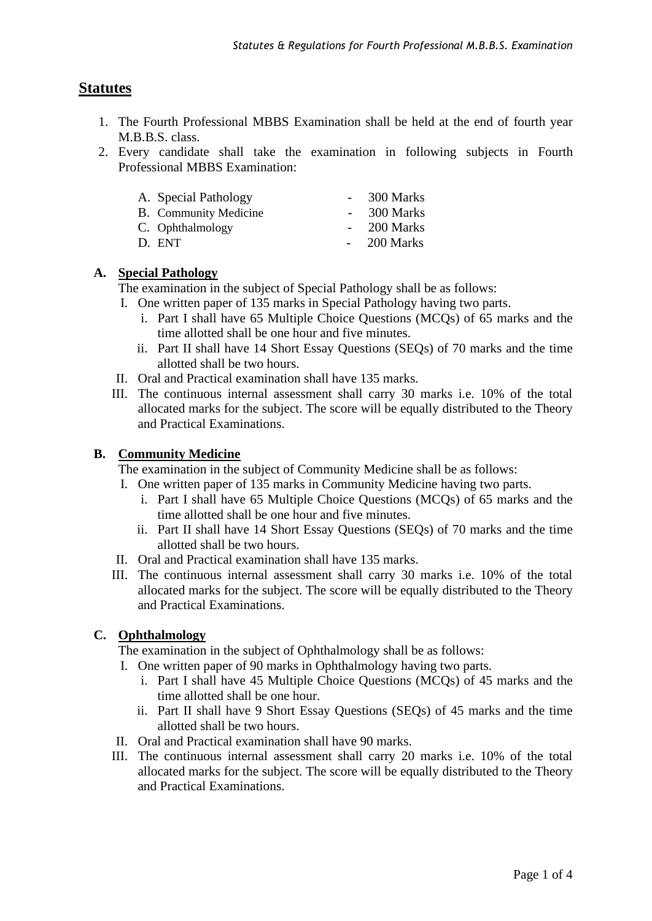## Statutes

1. The Fourth Professional MBBS Examination shall be held at the end of fourth year M.B.B.S. class.
2. Every candidate shall take the examination in following subjects in Fourth Professional MBBS Examination:

| | | |
|---|---|---|
| A. Special Pathology | - | 300 Marks |
| B. Community Medicine | - | 300 Marks |
| C. Ophthalmology | - | 200 Marks |
| D. ENT | - | 200 Marks |

**A. Special Pathology**

The examination in the subject of Special Pathology shall be as follows:

I. One written paper of 135 marks in Special Pathology having two parts.
   - i. Part I shall have 65 Multiple Choice Questions (MCQs) of 65 marks and the time allotted shall be one hour and five minutes.
   - ii. Part II shall have 14 Short Essay Questions (SEQs) of 70 marks and the time allotted shall be two hours.

II. Oral and Practical examination shall have 135 marks.

III. The continuous internal assessment shall carry 30 marks i.e. 10% of the total allocated marks for the subject. The score will be equally distributed to the Theory and Practical Examinations.

**B. Community Medicine**

The examination in the subject of Community Medicine shall be as follows:

I. One written paper of 135 marks in Community Medicine having two parts.
   - i. Part I shall have 65 Multiple Choice Questions (MCQs) of 65 marks and the time allotted shall be one hour and five minutes.
   - ii. Part II shall have 14 Short Essay Questions (SEQs) of 70 marks and the time allotted shall be two hours.

II. Oral and Practical examination shall have 135 marks.

III. The continuous internal assessment shall carry 30 marks i.e. 10% of the total allocated marks for the subject. The score will be equally distributed to the Theory and Practical Examinations.

**C. Ophthalmology**

The examination in the subject of Ophthalmology shall be as follows:

I. One written paper of 90 marks in Ophthalmology having two parts.
   - i. Part I shall have 45 Multiple Choice Questions (MCQs) of 45 marks and the time allotted shall be one hour.
   - ii. Part II shall have 9 Short Essay Questions (SEQs) of 45 marks and the time allotted shall be two hours.

II. Oral and Practical examination shall have 90 marks.

III. The continuous internal assessment shall carry 20 marks i.e. 10% of the total allocated marks for the subject. The score will be equally distributed to the Theory and Practical Examinations.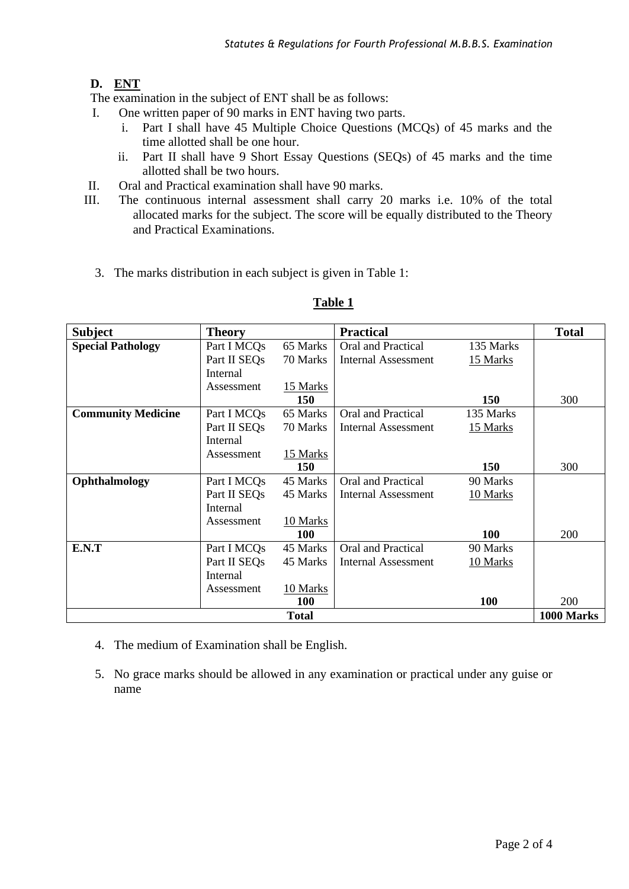### D. ENT

The examination in the subject of ENT shall be as follows:

I. One written paper of 90 marks in ENT having two parts.
   i. Part I shall have 45 Multiple Choice Questions (MCQs) of 45 marks and the time allotted shall be one hour.
   ii. Part II shall have 9 Short Essay Questions (SEQs) of 45 marks and the time allotted shall be two hours.

II. Oral and Practical examination shall have 90 marks.

III. The continuous internal assessment shall carry 20 marks i.e. 10% of the total allocated marks for the subject. The score will be equally distributed to the Theory and Practical Examinations.

3. The marks distribution in each subject is given in Table 1:

**Table 1**

| Subject | Theory | | Practical | | Total |
|---|---|---|---|---|---|
| **Special Pathology** | Part I MCQs | 65 Marks | Oral and Practical | 135 Marks | |
| | Part II SEQs | 70 Marks | Internal Assessment | 15 Marks | |
| | Internal Assessment | 15 Marks | | | |
| | | **150** | | **150** | 300 |
| **Community Medicine** | Part I MCQs | 65 Marks | Oral and Practical | 135 Marks | |
| | Part II SEQs | 70 Marks | Internal Assessment | 15 Marks | |
| | Internal Assessment | 15 Marks | | | |
| | | **150** | | **150** | 300 |
| **Ophthalmology** | Part I MCQs | 45 Marks | Oral and Practical | 90 Marks | |
| | Part II SEQs | 45 Marks | Internal Assessment | 10 Marks | |
| | Internal Assessment | 10 Marks | | | |
| | | **100** | | **100** | 200 |
| **E.N.T** | Part I MCQs | 45 Marks | Oral and Practical | 90 Marks | |
| | Part II SEQs | 45 Marks | Internal Assessment | 10 Marks | |
| | Internal Assessment | 10 Marks | | | |
| | | **100** | | **100** | 200 |
| **Total** | | | | | **1000 Marks** |

4. The medium of Examination shall be English.

5. No grace marks should be allowed in any examination or practical under any guise or name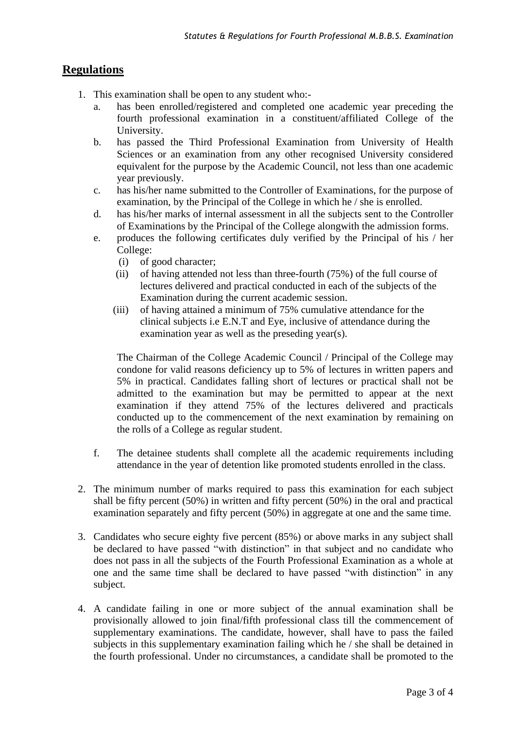## Regulations

1. This examination shall be open to any student who:-
   a. has been enrolled/registered and completed one academic year preceding the fourth professional examination in a constituent/affiliated College of the University.
   b. has passed the Third Professional Examination from University of Health Sciences or an examination from any other recognised University considered equivalent for the purpose by the Academic Council, not less than one academic year previously.
   c. has his/her name submitted to the Controller of Examinations, for the purpose of examination, by the Principal of the College in which he / she is enrolled.
   d. has his/her marks of internal assessment in all the subjects sent to the Controller of Examinations by the Principal of the College alongwith the admission forms.
   e. produces the following certificates duly verified by the Principal of his / her College:
      (i) of good character;
      (ii) of having attended not less than three-fourth (75%) of the full course of lectures delivered and practical conducted in each of the subjects of the Examination during the current academic session.
      (iii) of having attained a minimum of 75% cumulative attendance for the clinical subjects i.e E.N.T and Eye, inclusive of attendance during the examination year as well as the preseding year(s).

      The Chairman of the College Academic Council / Principal of the College may condone for valid reasons deficiency up to 5% of lectures in written papers and 5% in practical. Candidates falling short of lectures or practical shall not be admitted to the examination but may be permitted to appear at the next examination if they attend 75% of the lectures delivered and practicals conducted up to the commencement of the next examination by remaining on the rolls of a College as regular student.

   f. The detainee students shall complete all the academic requirements including attendance in the year of detention like promoted students enrolled in the class.

2. The minimum number of marks required to pass this examination for each subject shall be fifty percent (50%) in written and fifty percent (50%) in the oral and practical examination separately and fifty percent (50%) in aggregate at one and the same time.

3. Candidates who secure eighty five percent (85%) or above marks in any subject shall be declared to have passed "with distinction" in that subject and no candidate who does not pass in all the subjects of the Fourth Professional Examination as a whole at one and the same time shall be declared to have passed "with distinction" in any subject.

4. A candidate failing in one or more subject of the annual examination shall be provisionally allowed to join final/fifth professional class till the commencement of supplementary examinations. The candidate, however, shall have to pass the failed subjects in this supplementary examination failing which he / she shall be detained in the fourth professional. Under no circumstances, a candidate shall be promoted to the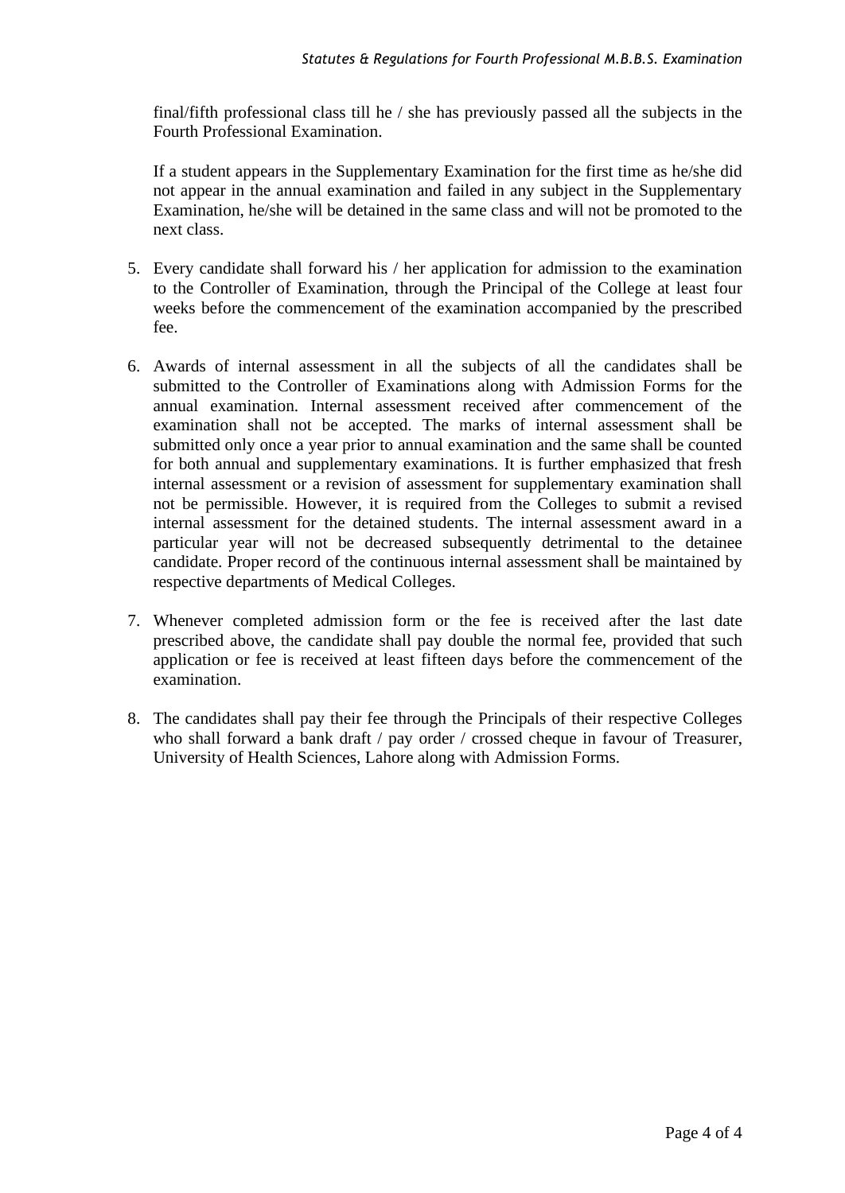final/fifth professional class till he / she has previously passed all the subjects in the Fourth Professional Examination.

If a student appears in the Supplementary Examination for the first time as he/she did not appear in the annual examination and failed in any subject in the Supplementary Examination, he/she will be detained in the same class and will not be promoted to the next class.

5. Every candidate shall forward his / her application for admission to the examination to the Controller of Examination, through the Principal of the College at least four weeks before the commencement of the examination accompanied by the prescribed fee.

6. Awards of internal assessment in all the subjects of all the candidates shall be submitted to the Controller of Examinations along with Admission Forms for the annual examination. Internal assessment received after commencement of the examination shall not be accepted. The marks of internal assessment shall be submitted only once a year prior to annual examination and the same shall be counted for both annual and supplementary examinations. It is further emphasized that fresh internal assessment or a revision of assessment for supplementary examination shall not be permissible. However, it is required from the Colleges to submit a revised internal assessment for the detained students. The internal assessment award in a particular year will not be decreased subsequently detrimental to the detainee candidate. Proper record of the continuous internal assessment shall be maintained by respective departments of Medical Colleges.

7. Whenever completed admission form or the fee is received after the last date prescribed above, the candidate shall pay double the normal fee, provided that such application or fee is received at least fifteen days before the commencement of the examination.

8. The candidates shall pay their fee through the Principals of their respective Colleges who shall forward a bank draft / pay order / crossed cheque in favour of Treasurer, University of Health Sciences, Lahore along with Admission Forms.